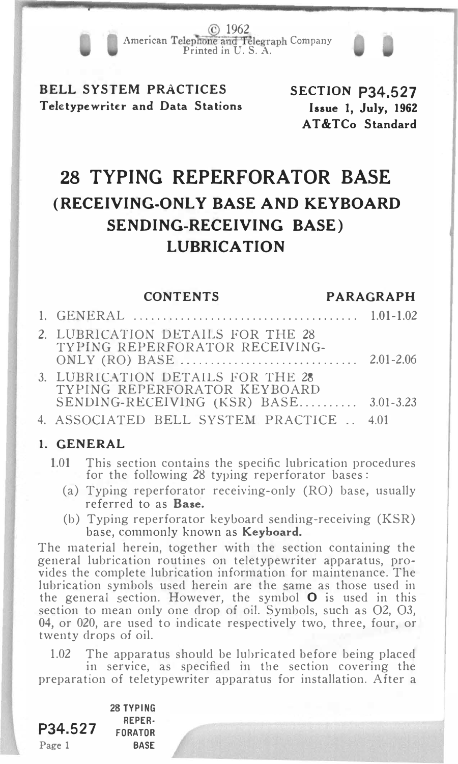© 1962
American Telephone and Telegraph Company
Printed in U. S. A.

**BELL SYSTEM PRACTICES**
**Teletypewriter and Data Stations**

**SECTION P34.527**
**Issue 1, July, 1962**
**AT&TCo Standard**

# 28 TYPING REPERFORATOR BASE
## (RECEIVING-ONLY BASE AND KEYBOARD SENDING-RECEIVING BASE)
## LUBRICATION

| CONTENTS | PARAGRAPH |
|---|---|
| 1. GENERAL .................................... | 1.01-1.02 |
| 2. LUBRICATION DETAILS FOR THE 28 TYPING REPERFORATOR RECEIVING-ONLY (RO) BASE .............................. | 2.01-2.06 |
| 3. LUBRICATION DETAILS FOR THE 28 TYPING REPERFORATOR KEYBOARD SENDING-RECEIVING (KSR) BASE.......... | 3.01-3.23 |
| 4. ASSOCIATED BELL SYSTEM PRACTICE .. | 4.01 |

### 1. GENERAL

1.01 This section contains the specific lubrication procedures for the following 28 typing reperforator bases:

(a) Typing reperforator receiving-only (RO) base, usually referred to as **Base.**

(b) Typing reperforator keyboard sending-receiving (KSR) base, commonly known as **Keyboard.**

The material herein, together with the section containing the general lubrication routines on teletypewriter apparatus, provides the complete lubrication information for maintenance. The lubrication symbols used herein are the same as those used in the general section. However, the symbol **O** is used in this section to mean only one drop of oil. Symbols, such as O2, O3, 04, or 020, are used to indicate respectively two, three, four, or twenty drops of oil.

1.02 The apparatus should be lubricated before being placed in service, as specified in the section covering the preparation of teletypewriter apparatus for installation. After a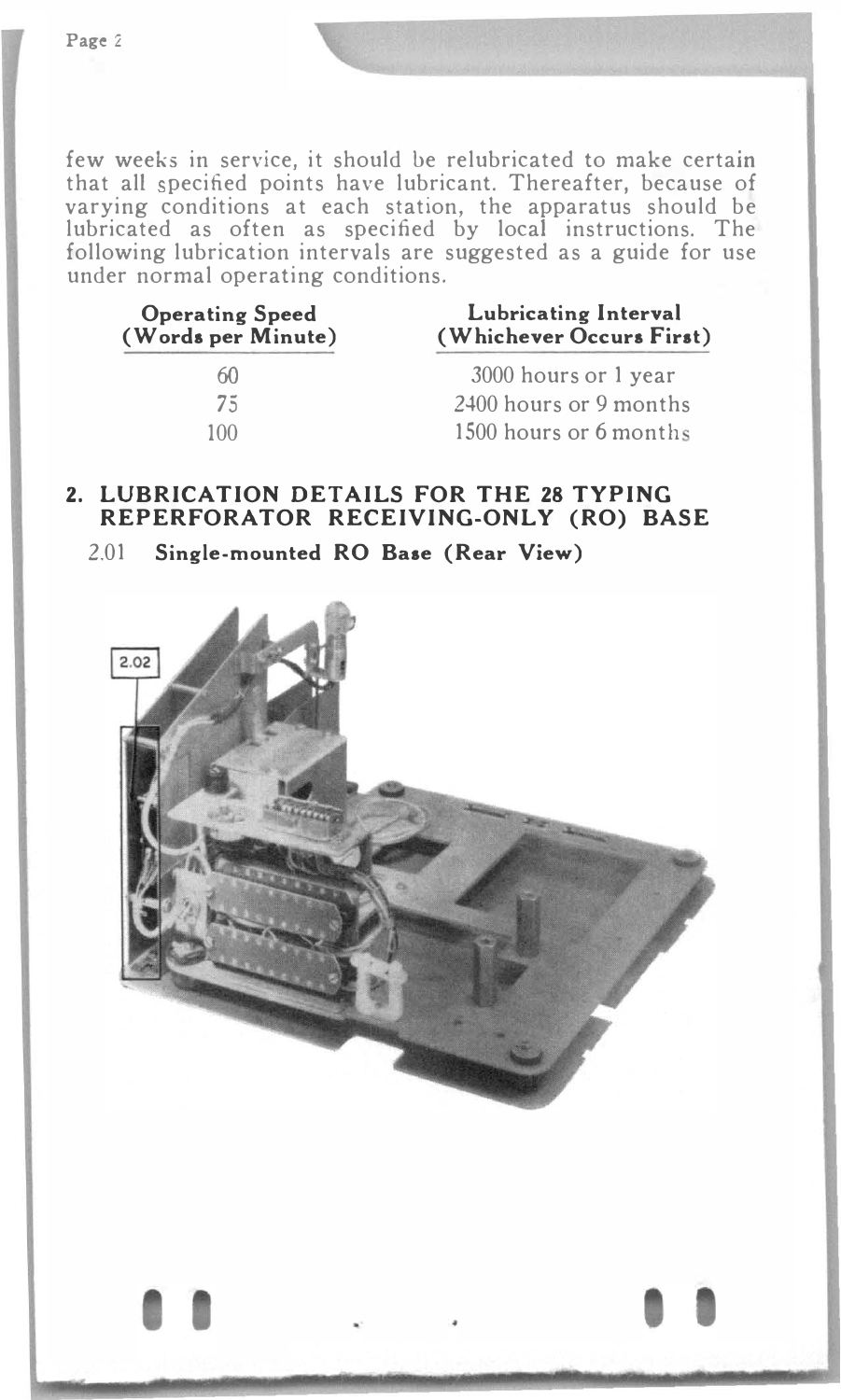few weeks in service, it should be relubricated to make certain that all specified points have lubricant. Thereafter, because of varying conditions at each station, the apparatus should be lubricated as often as specified by local instructions. The following lubrication intervals are suggested as a guide for use under normal operating conditions.

| Operating Speed (Words per Minute) | Lubricating Interval (Whichever Occurs First) |
|---|---|
| 60 | 3000 hours or 1 year |
| 75 | 2400 hours or 9 months |
| 100 | 1500 hours or 6 months |

## 2. LUBRICATION DETAILS FOR THE 28 TYPING REPERFORATOR RECEIVING-ONLY (RO) BASE

2.01 **Single-mounted RO Base (Rear View)**

2.02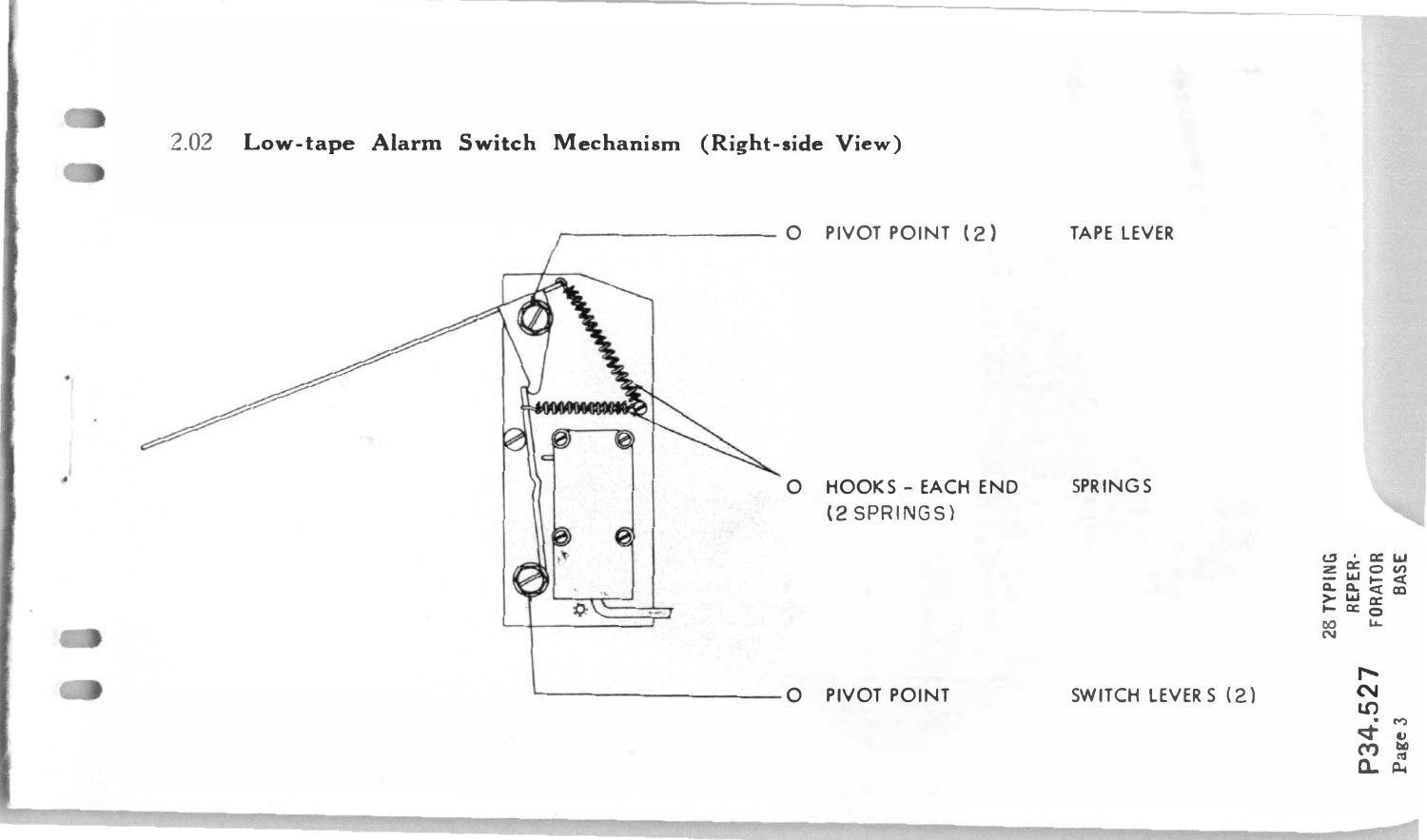## 2.02 Low-tape Alarm Switch Mechanism (Right-side View)

| | |
|---|---|
| O PIVOT POINT (2) | TAPE LEVER |
| O HOOKS - EACH END (2 SPRINGS) | SPRINGS |
| O PIVOT POINT | SWITCH LEVERS (2) |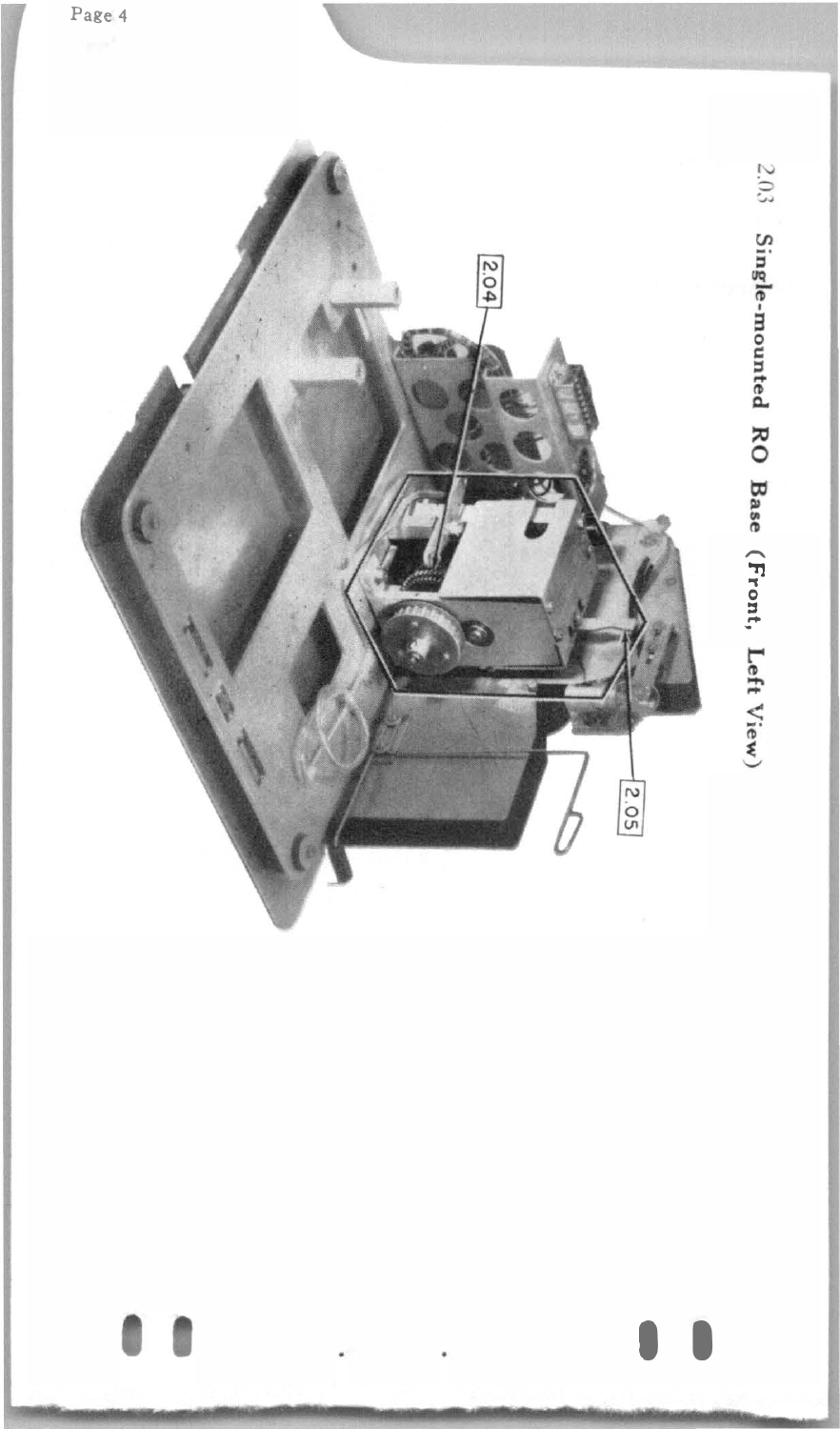2.03 Single-mounted RO Base (Front, Left View)

2.04

2.05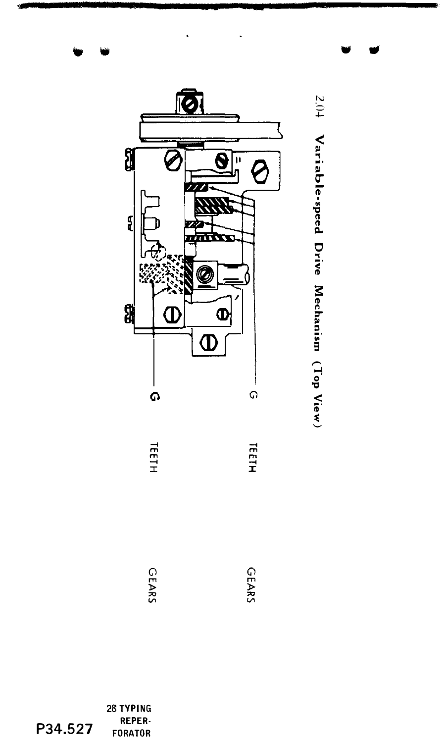2.04 Variable-speed Drive Mechanism (Top View)

G TEETH GEARS

G TEETH GEARS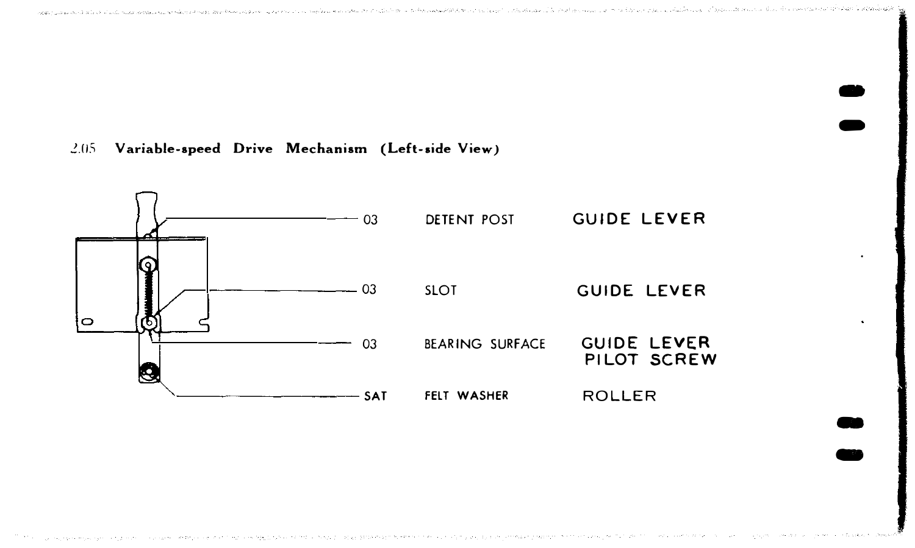## 2.05 Variable-speed Drive Mechanism (Left-side View)

| | | |
|---|---|---|
| 03 | DETENT POST | GUIDE LEVER |
| 03 | SLOT | GUIDE LEVER |
| 03 | BEARING SURFACE | GUIDE LEVER<br>PILOT SCREW |
| SAT | FELT WASHER | ROLLER |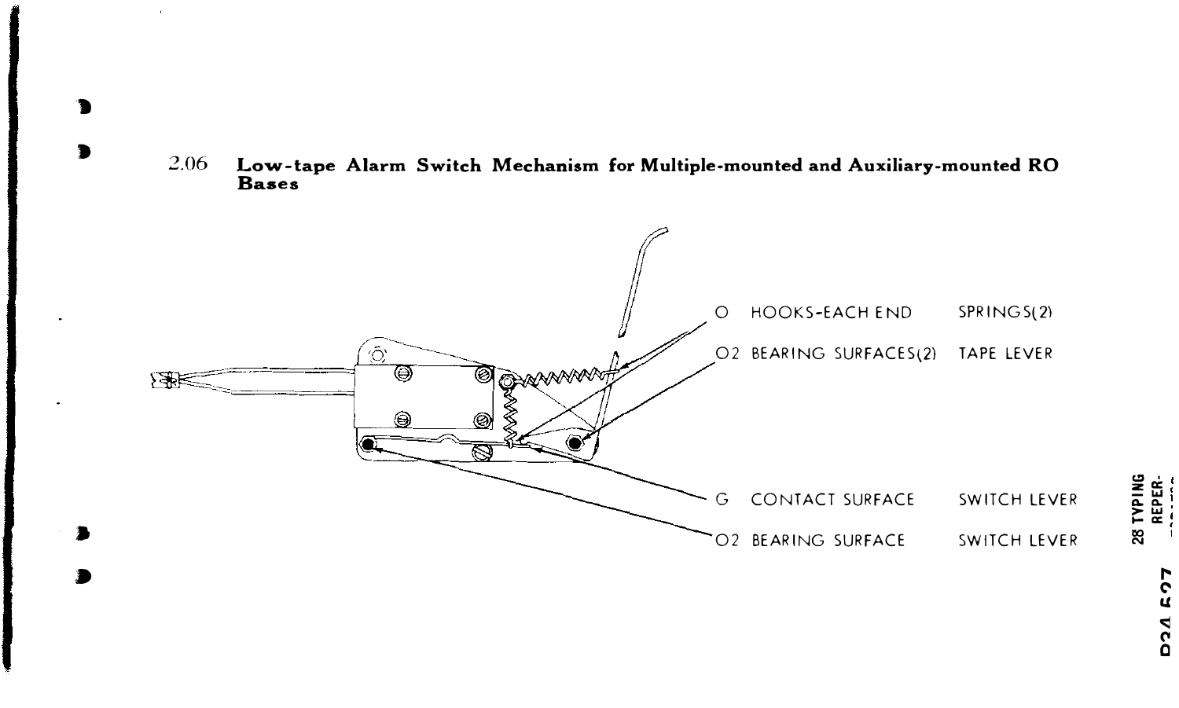2.06 **Low-tape Alarm Switch Mechanism for Multiple-mounted and Auxiliary-mounted RO Bases**

O HOOKS-EACH END SPRINGS(2)

O2 BEARING SURFACES(2) TAPE LEVER

G CONTACT SURFACE SWITCH LEVER

O2 BEARING SURFACE SWITCH LEVER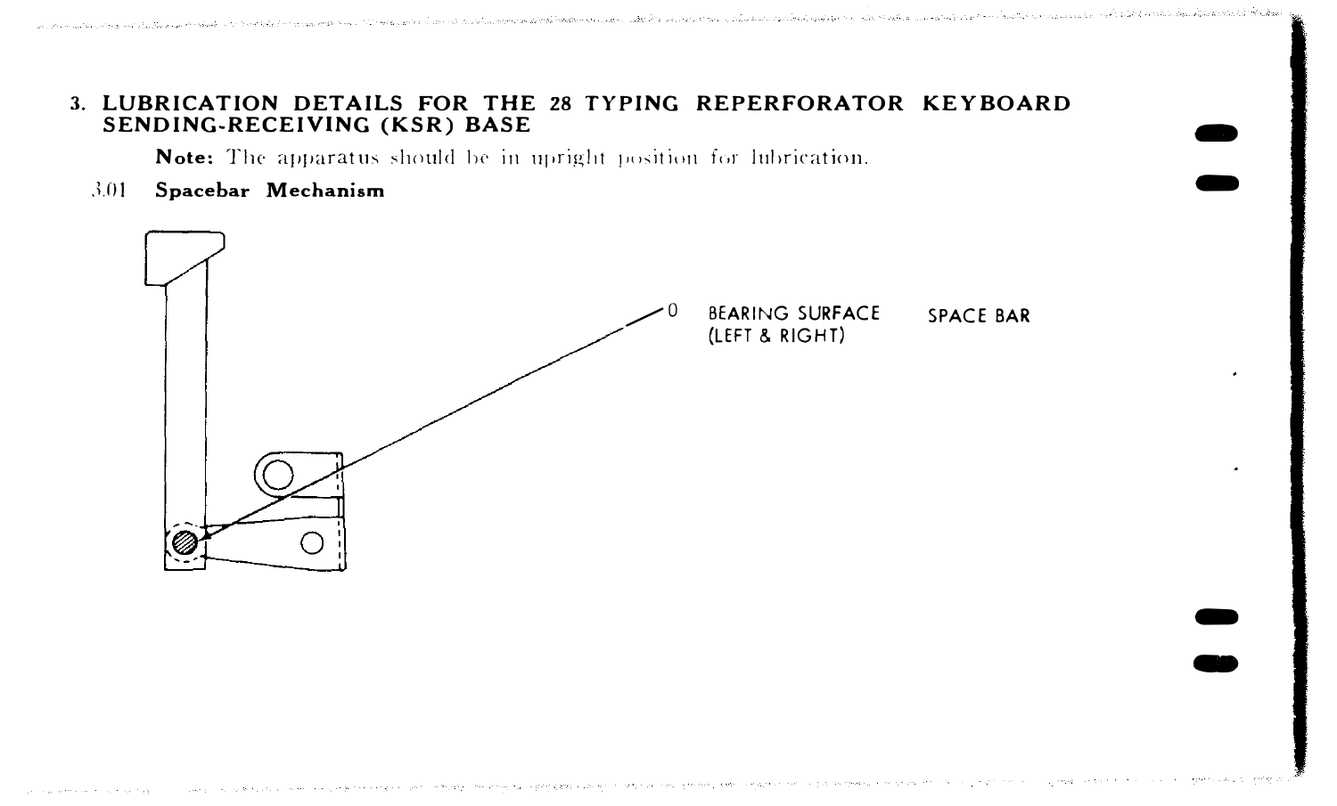## 3. LUBRICATION DETAILS FOR THE 28 TYPING REPERFORATOR KEYBOARD SENDING-RECEIVING (KSR) BASE

**Note:** The apparatus should be in upright position for lubrication.

### 3.01 Spacebar Mechanism

O BEARING SURFACE (LEFT & RIGHT)

SPACE BAR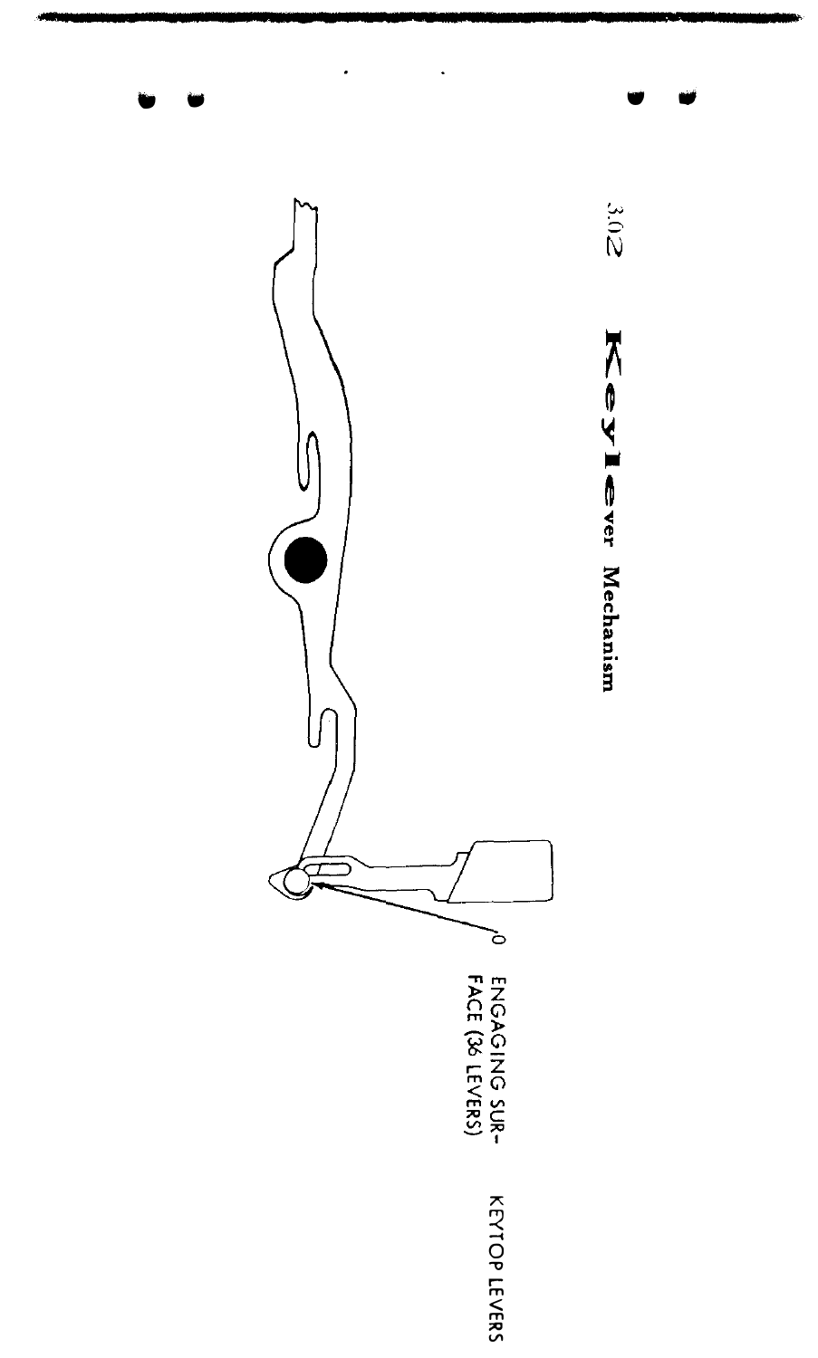3.02 **Keylever Mechanism**

ENGAGING SURFACE (36 LEVERS)

KEYTOP LEVERS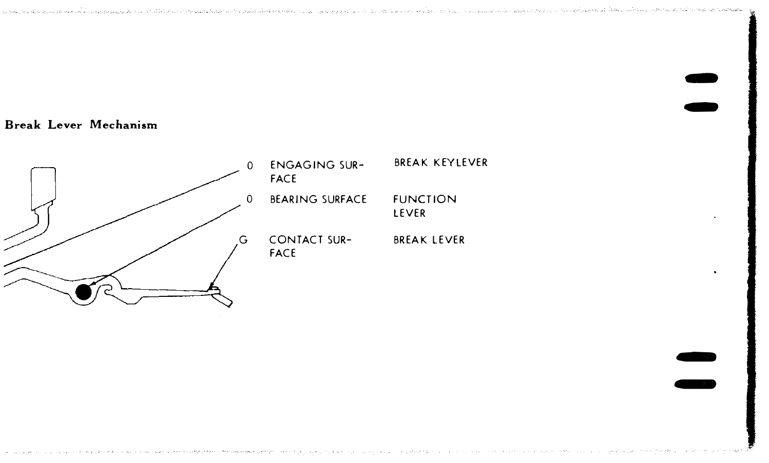**Break Lever Mechanism**

| | | |
|---|---|---|
| 0 | ENGAGING SURFACE | BREAK KEYLEVER |
| 0 | BEARING SURFACE | FUNCTION LEVER |
| G | CONTACT SURFACE | BREAK LEVER |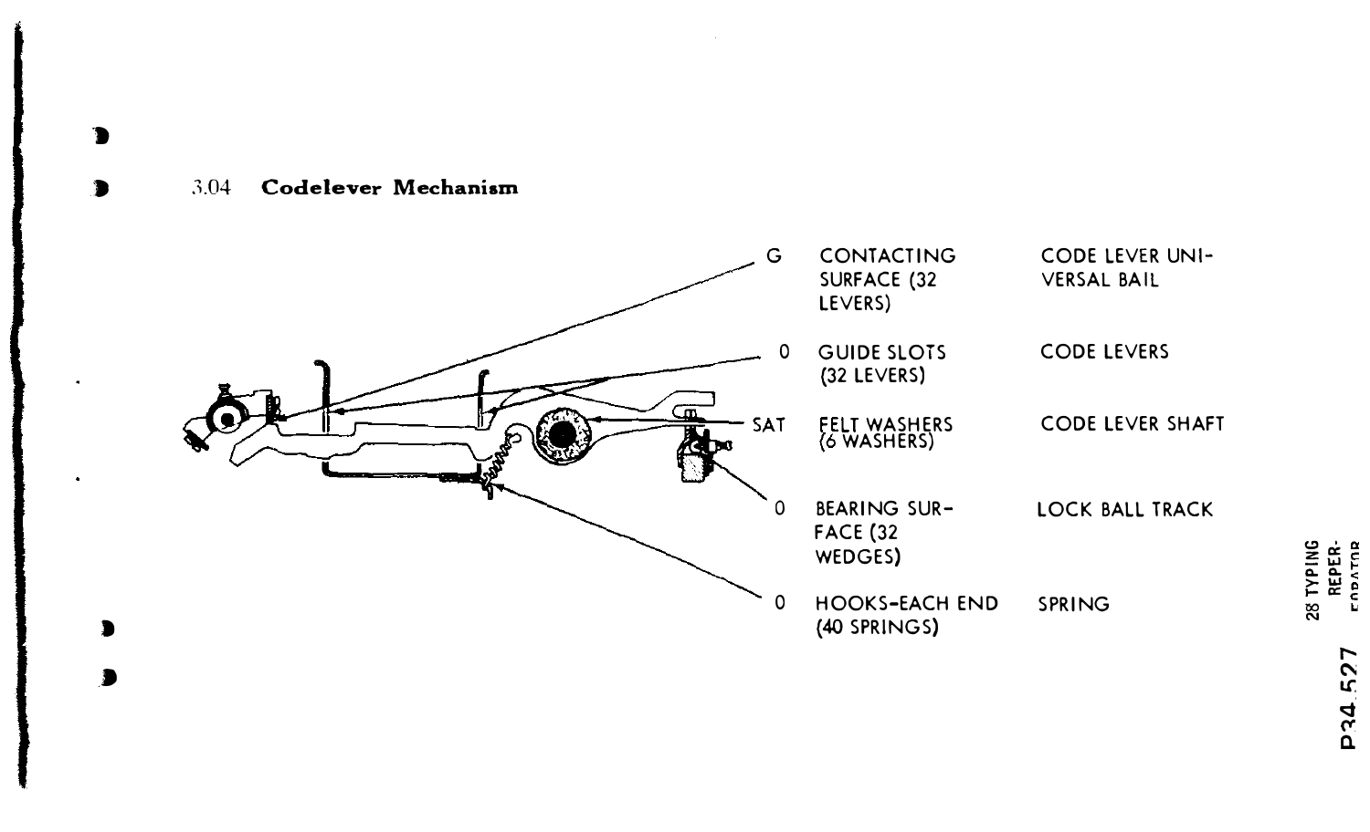3.04 **Codelever Mechanism**

| | | |
|---|---|---|
| G | CONTACTING SURFACE (32 LEVERS) | CODE LEVER UNIVERSAL BAIL |
| O | GUIDE SLOTS (32 LEVERS) | CODE LEVERS |
| SAT | FELT WASHERS (6 WASHERS) | CODE LEVER SHAFT |
| O | BEARING SURFACE (32 WEDGES) | LOCK BALL TRACK |
| O | HOOKS-EACH END (40 SPRINGS) | SPRING |

P34.527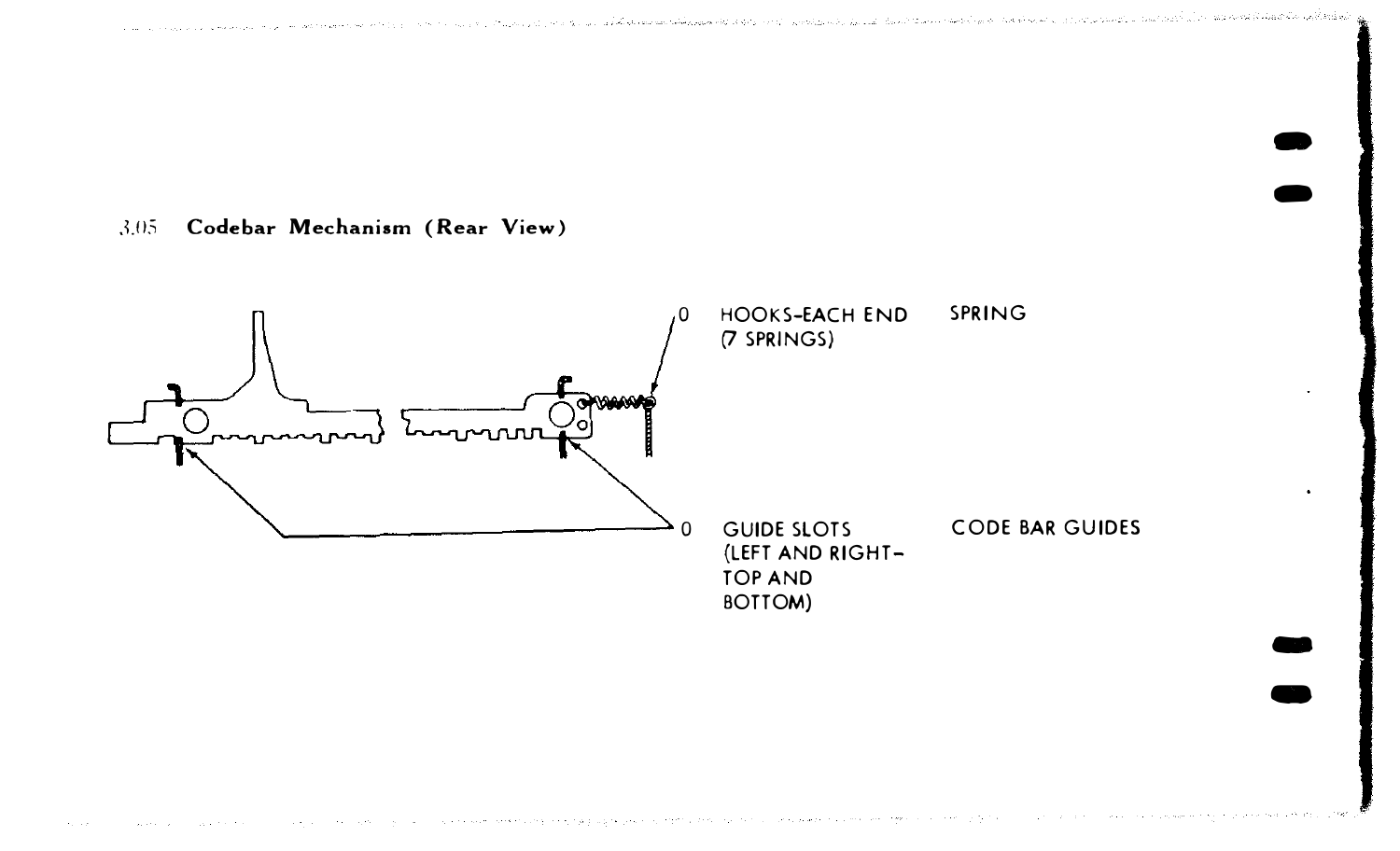3.05 **Codebar Mechanism (Rear View)**

0 HOOKS-EACH END (7 SPRINGS) SPRING

0 GUIDE SLOTS (LEFT AND RIGHT-TOP AND BOTTOM) CODE BAR GUIDES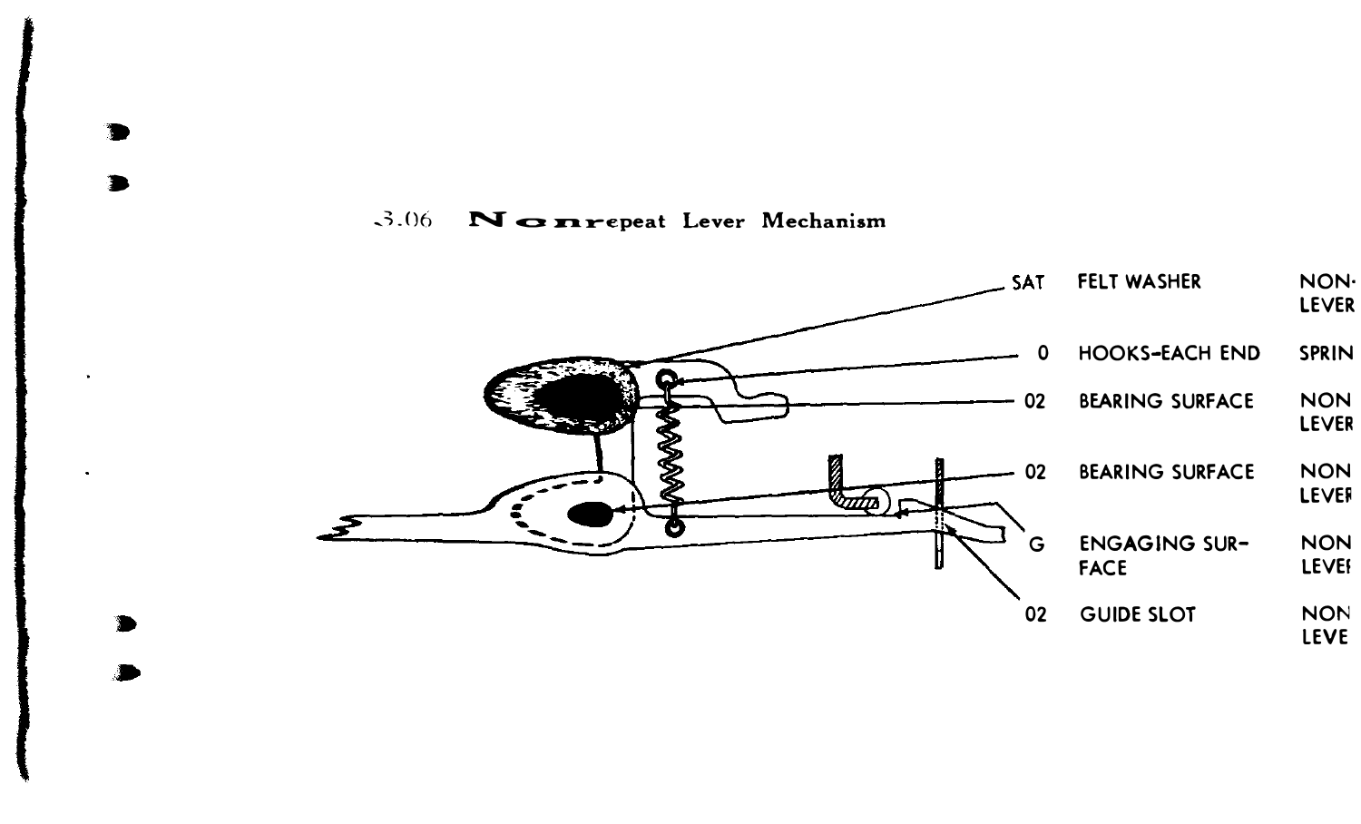3.06 Nonrepeat Lever Mechanism

| | | |
|---|---|---|
| SAT | FELT WASHER | NON-LEVER |
| 0 | HOOKS-EACH END | SPRIN |
| 02 | BEARING SURFACE | NON LEVER |
| 02 | BEARING SURFACE | NON LEVER |
| G | ENGAGING SURFACE | NON LEVER |
| 02 | GUIDE SLOT | NON LEVE |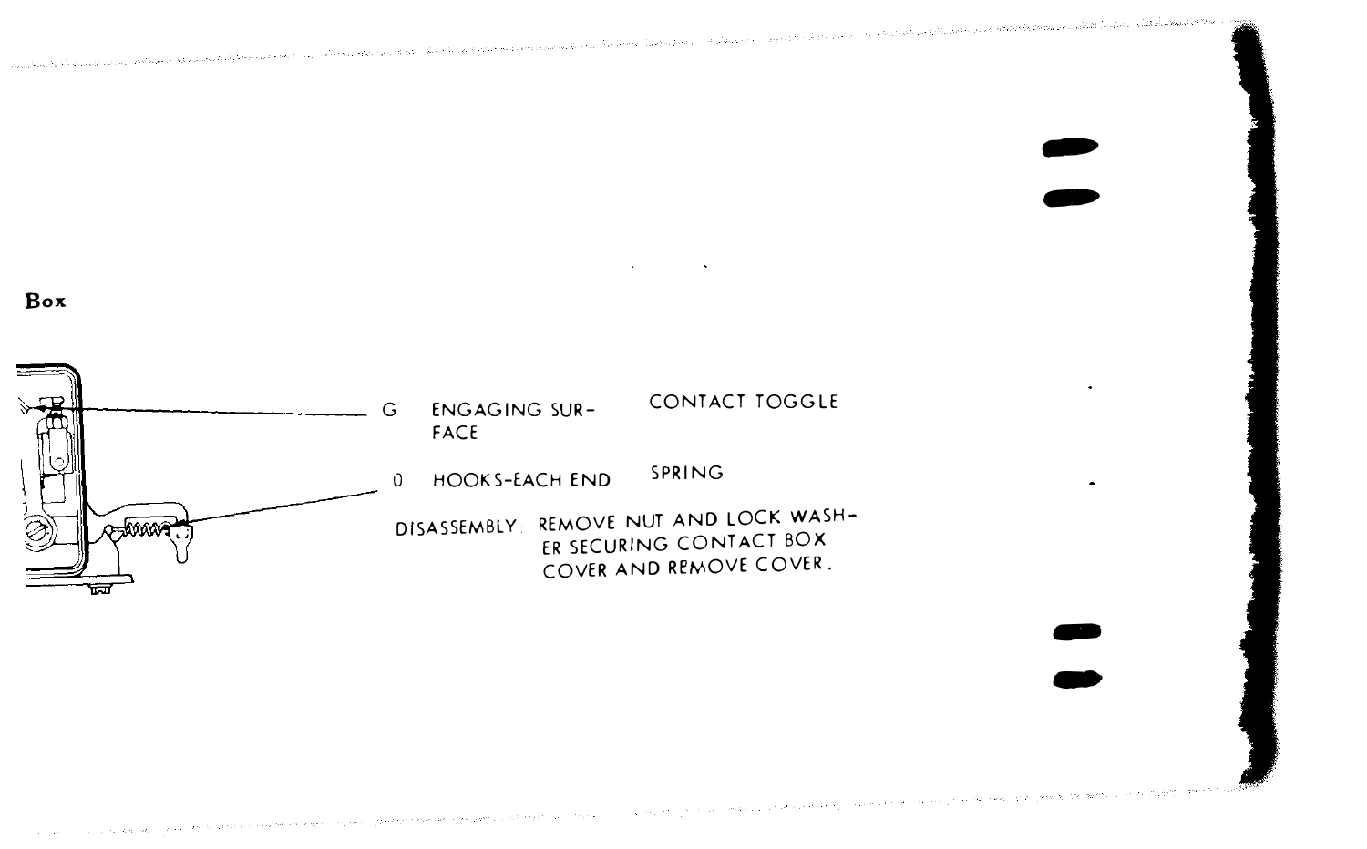**Box**

G ENGAGING SUR-FACE

CONTACT TOGGLE

0 HOOKS-EACH END

SPRING

DISASSEMBLY. REMOVE NUT AND LOCK WASHER SECURING CONTACT BOX COVER AND REMOVE COVER.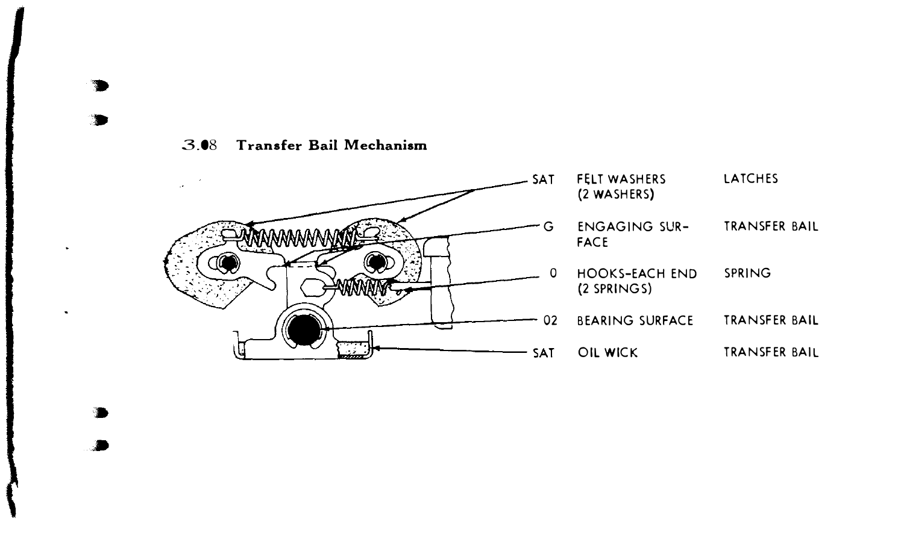### 3.08 Transfer Bail Mechanism

| | | |
|---|---|---|
| SAT | FELT WASHERS (2 WASHERS) | LATCHES |
| G | ENGAGING SURFACE | TRANSFER BAIL |
| 0 | HOOKS-EACH END (2 SPRINGS) | SPRING |
| 02 | BEARING SURFACE | TRANSFER BAIL |
| SAT | OIL WICK | TRANSFER BAIL |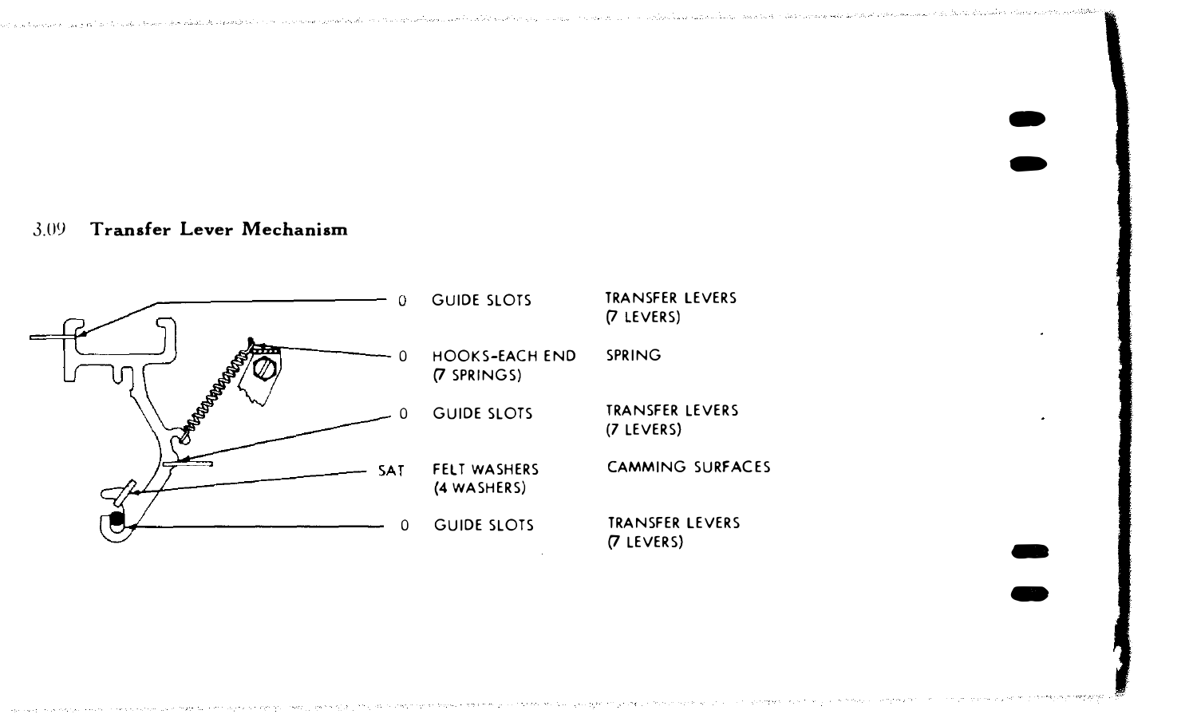### 3.09 Transfer Lever Mechanism

| | | |
|---|---|---|
| 0 | GUIDE SLOTS | TRANSFER LEVERS (7 LEVERS) |
| 0 | HOOKS-EACH END (7 SPRINGS) | SPRING |
| 0 | GUIDE SLOTS | TRANSFER LEVERS (7 LEVERS) |
| SAT | FELT WASHERS (4 WASHERS) | CAMMING SURFACES |
| 0 | GUIDE SLOTS | TRANSFER LEVERS (7 LEVERS) |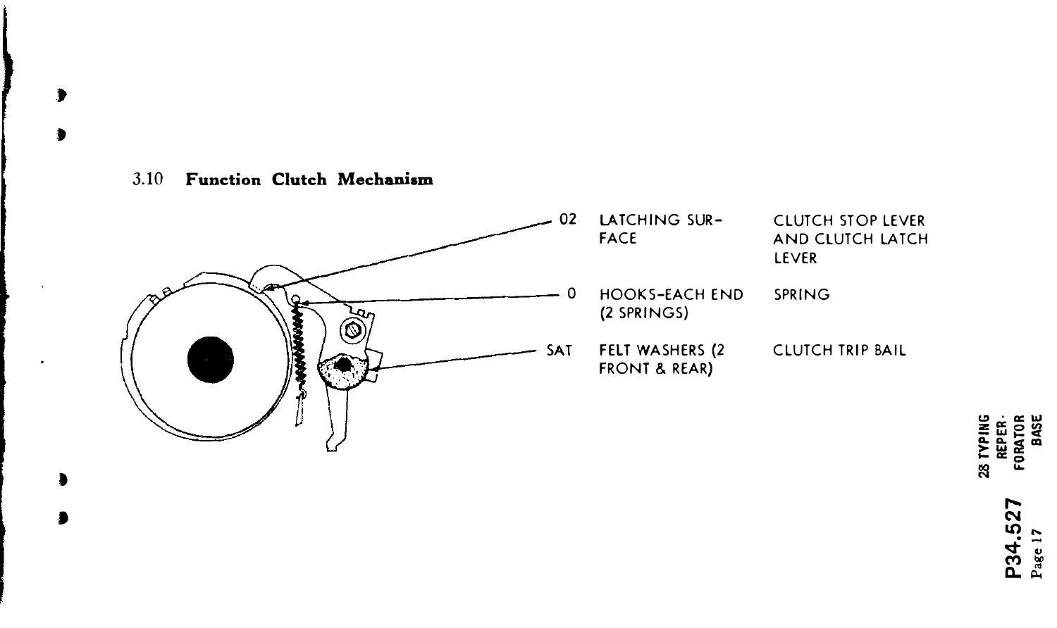3.10 **Function Clutch Mechanism**

| | | |
|---|---|---|
| 02 | LATCHING SURFACE | CLUTCH STOP LEVER AND CLUTCH LATCH LEVER |
| 0 | HOOKS-EACH END (2 SPRINGS) | SPRING |
| SAT | FELT WASHERS (2 FRONT & REAR) | CLUTCH TRIP BAIL |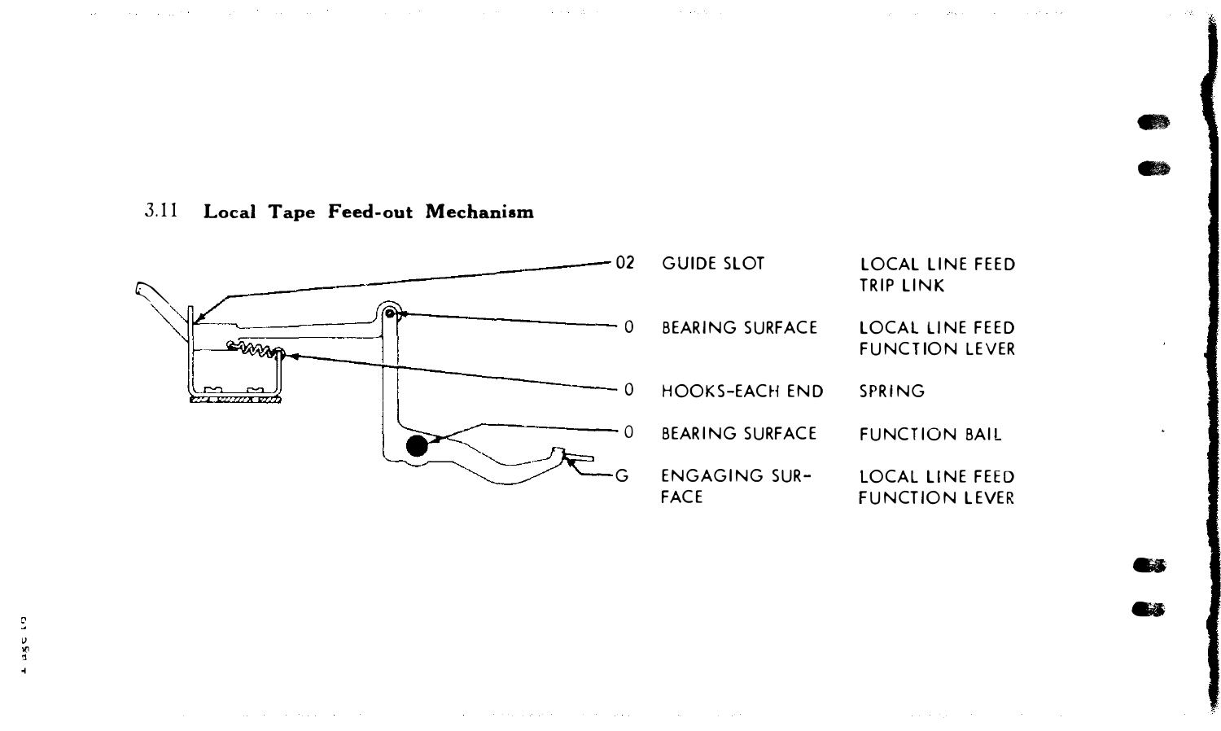### 3.11 Local Tape Feed-out Mechanism

| | | |
|---|---|---|
| 02 | GUIDE SLOT | LOCAL LINE FEED TRIP LINK |
| 0 | BEARING SURFACE | LOCAL LINE FEED FUNCTION LEVER |
| 0 | HOOKS-EACH END | SPRING |
| 0 | BEARING SURFACE | FUNCTION BAIL |
| G | ENGAGING SURFACE | LOCAL LINE FEED FUNCTION LEVER |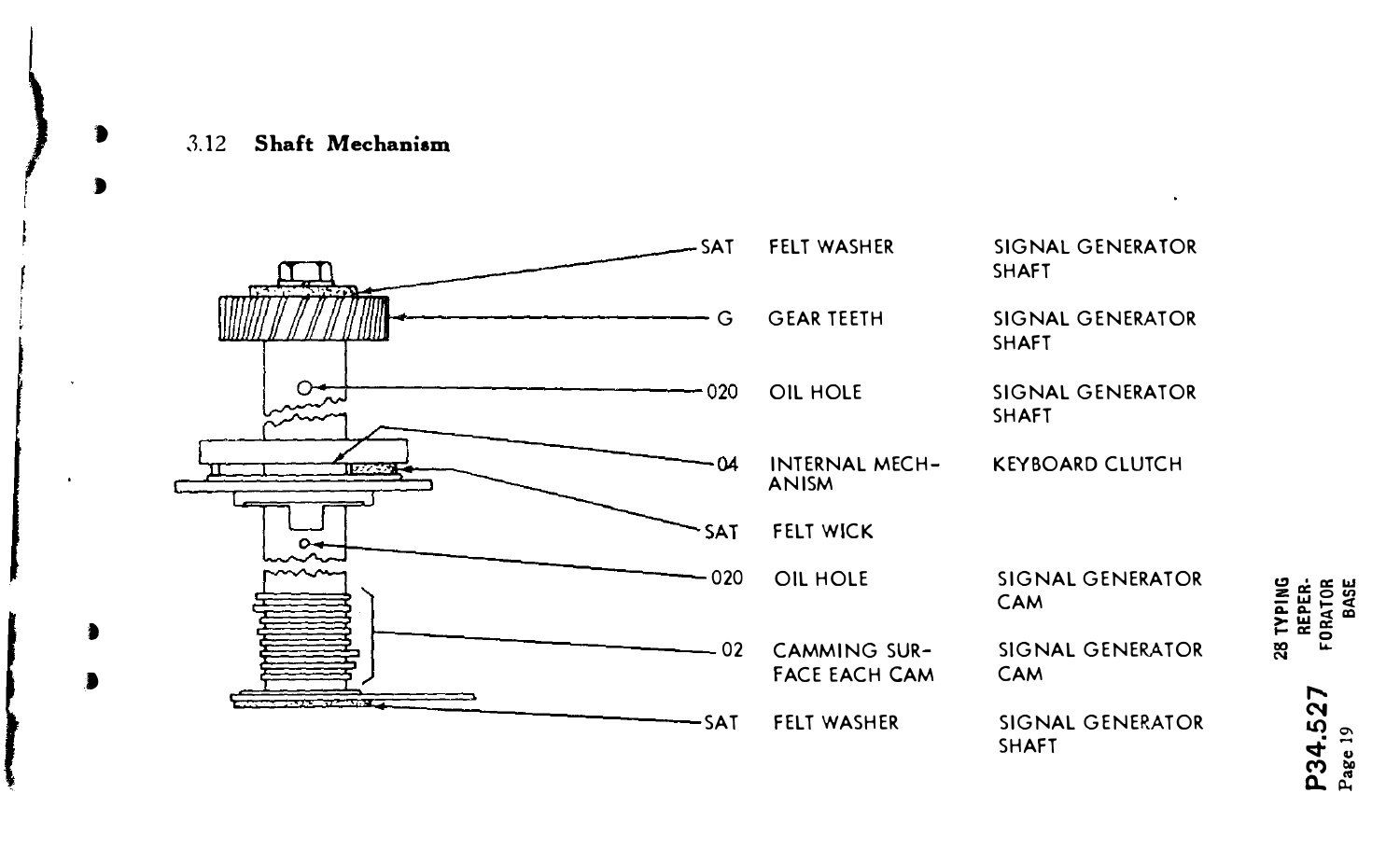### 3.12 Shaft Mechanism

| Lubrication | Point | Part |
|---|---|---|
| SAT | FELT WASHER | SIGNAL GENERATOR SHAFT |
| G | GEAR TEETH | SIGNAL GENERATOR SHAFT |
| 020 | OIL HOLE | SIGNAL GENERATOR SHAFT |
| 04 | INTERNAL MECHANISM | KEYBOARD CLUTCH |
| SAT | FELT WICK | |
| 020 | OIL HOLE | SIGNAL GENERATOR CAM |
| 02 | CAMMING SURFACE EACH CAM | SIGNAL GENERATOR CAM |
| SAT | FELT WASHER | SIGNAL GENERATOR SHAFT |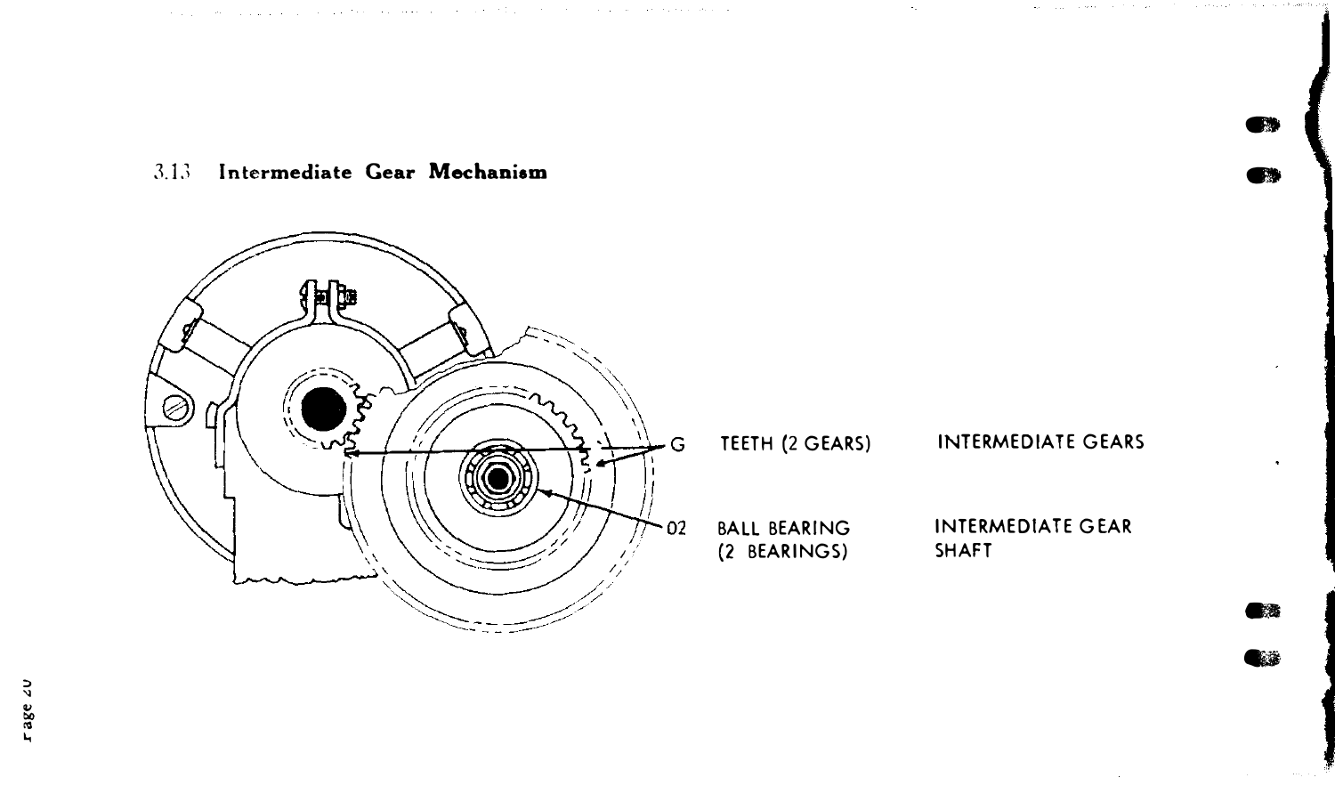### 3.13 Intermediate Gear Mechanism

| | | |
|---|---|---|
| G | TEETH (2 GEARS) | INTERMEDIATE GEARS |
| 02 | BALL BEARING (2 BEARINGS) | INTERMEDIATE GEAR SHAFT |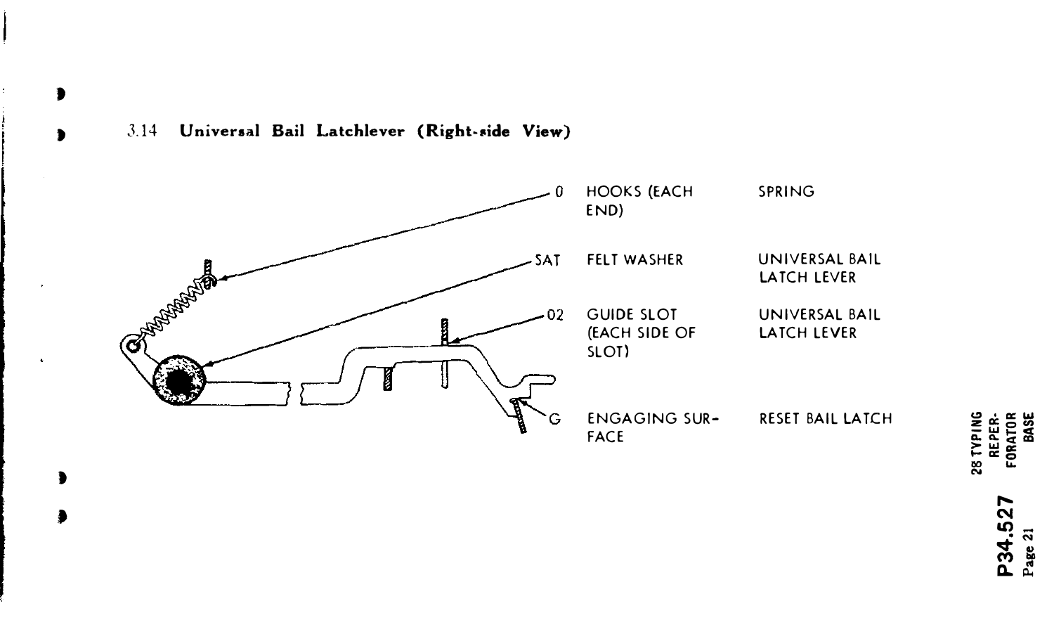3.14 **Universal Bail Latchlever (Right-side View)**

| | | |
|---|---|---|
| 0 | HOOKS (EACH END) | SPRING |
| SAT | FELT WASHER | UNIVERSAL BAIL LATCH LEVER |
| 02 | GUIDE SLOT (EACH SIDE OF SLOT) | UNIVERSAL BAIL LATCH LEVER |
| G | ENGAGING SURFACE | RESET BAIL LATCH |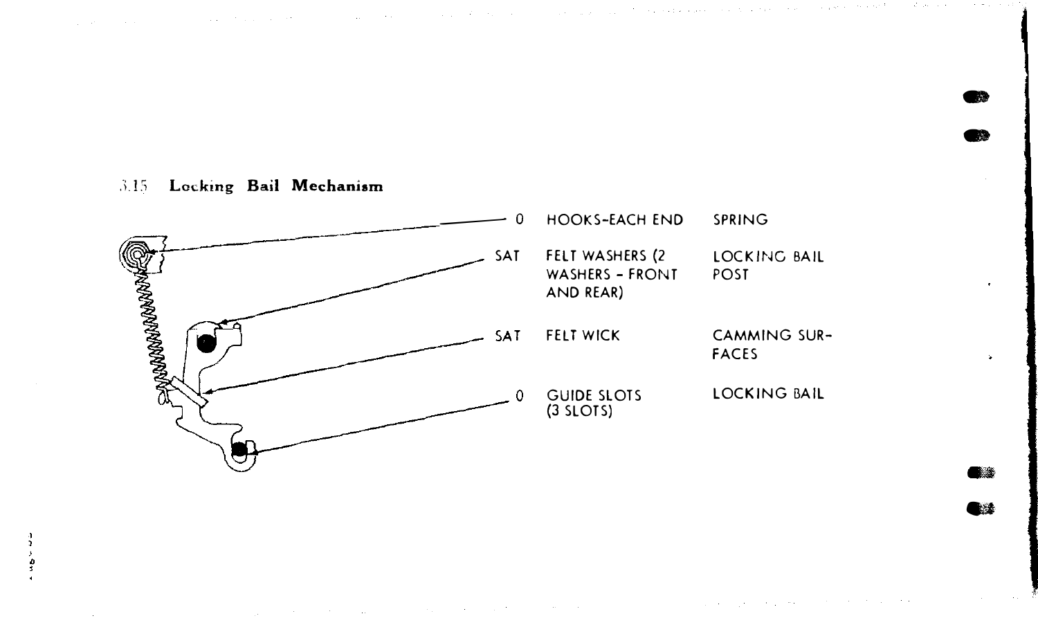### 3.15 Locking Bail Mechanism

| | | |
|---|---|---|
| 0 | HOOKS-EACH END | SPRING |
| SAT | FELT WASHERS (2 WASHERS - FRONT AND REAR) | LOCKING BAIL POST |
| SAT | FELT WICK | CAMMING SURFACES |
| 0 | GUIDE SLOTS (3 SLOTS) | LOCKING BAIL |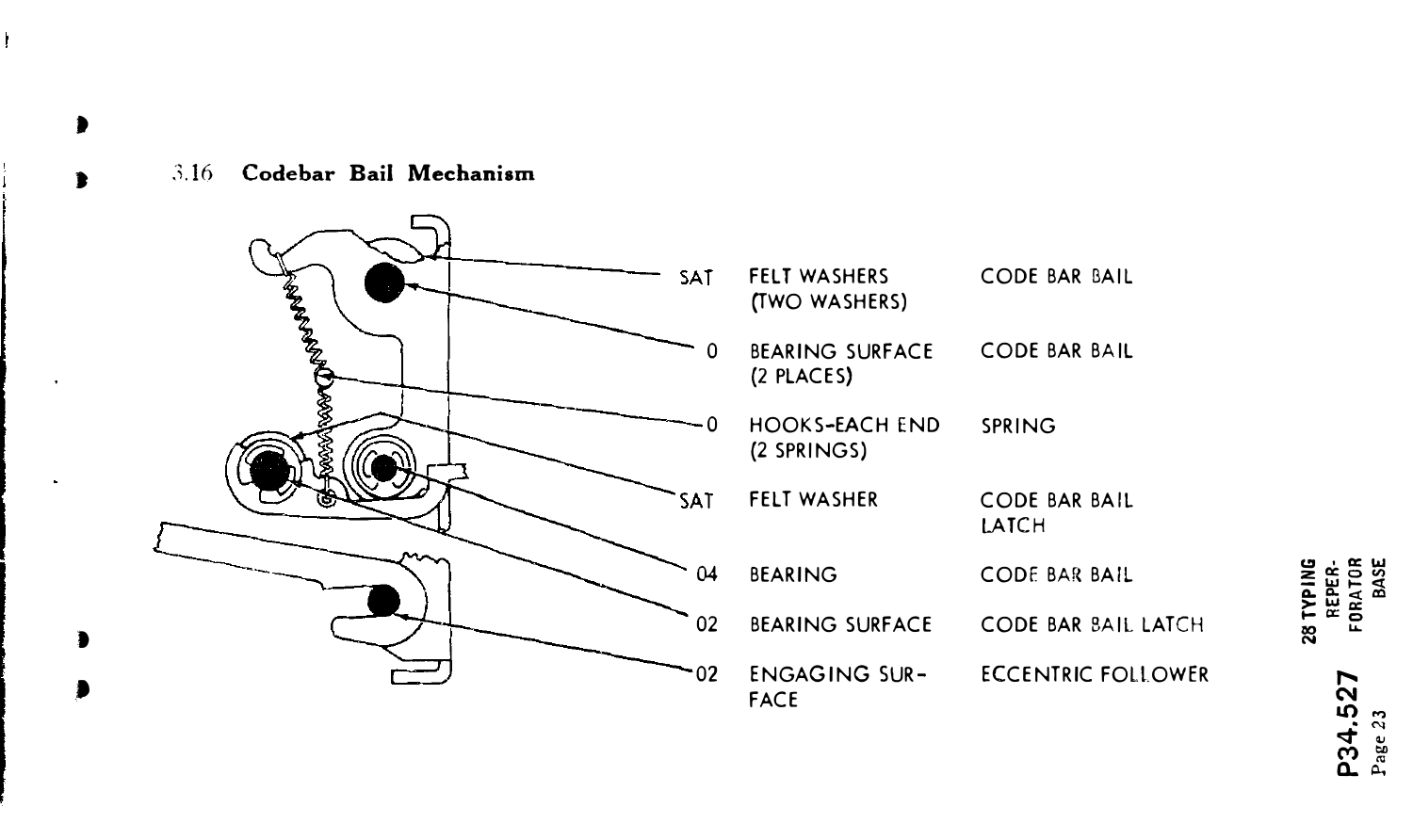### 3.16 Codebar Bail Mechanism

| | | |
|---|---|---|
| SAT | FELT WASHERS (TWO WASHERS) | CODE BAR BAIL |
| 0 | BEARING SURFACE (2 PLACES) | CODE BAR BAIL |
| 0 | HOOKS-EACH END (2 SPRINGS) | SPRING |
| SAT | FELT WASHER | CODE BAR BAIL LATCH |
| 04 | BEARING | CODE BAR BAIL |
| 02 | BEARING SURFACE | CODE BAR BAIL LATCH |
| 02 | ENGAGING SURFACE | ECCENTRIC FOLLOWER |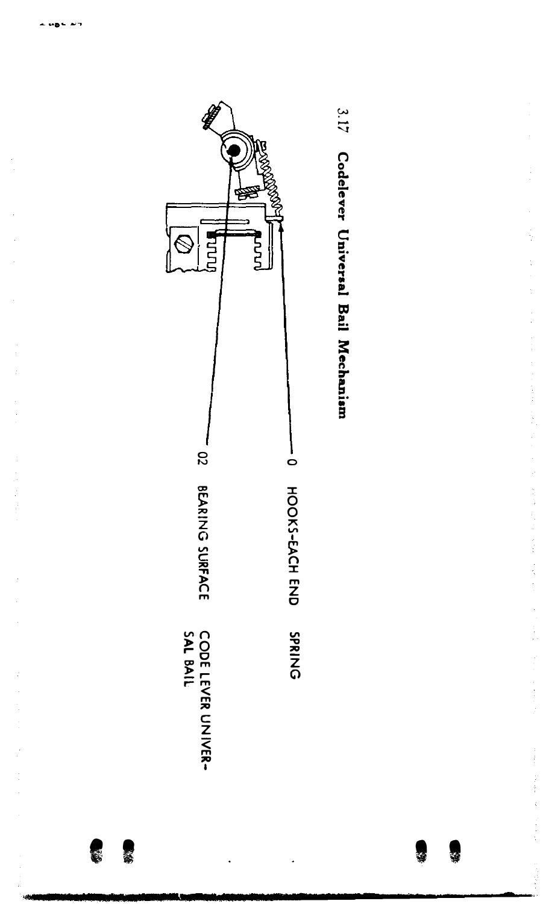## 3.17 Codelever Universal Bail Mechanism

O HOOKS-EACH END SPRING

02 BEARING SURFACE CODE LEVER UNIVERSAL BAIL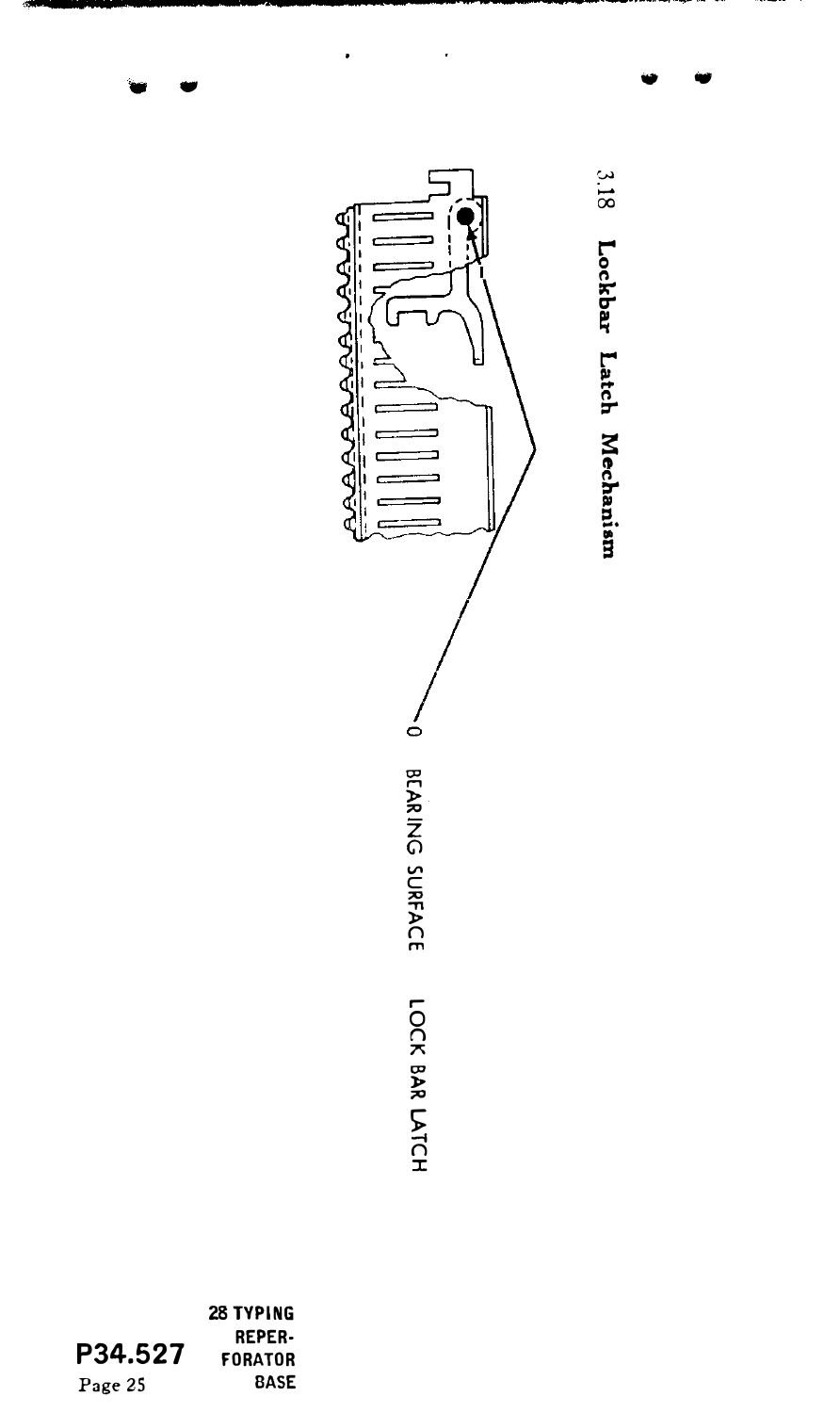3.18 **Lockbar Latch Mechanism**

BEARING SURFACE

LOCK BAR LATCH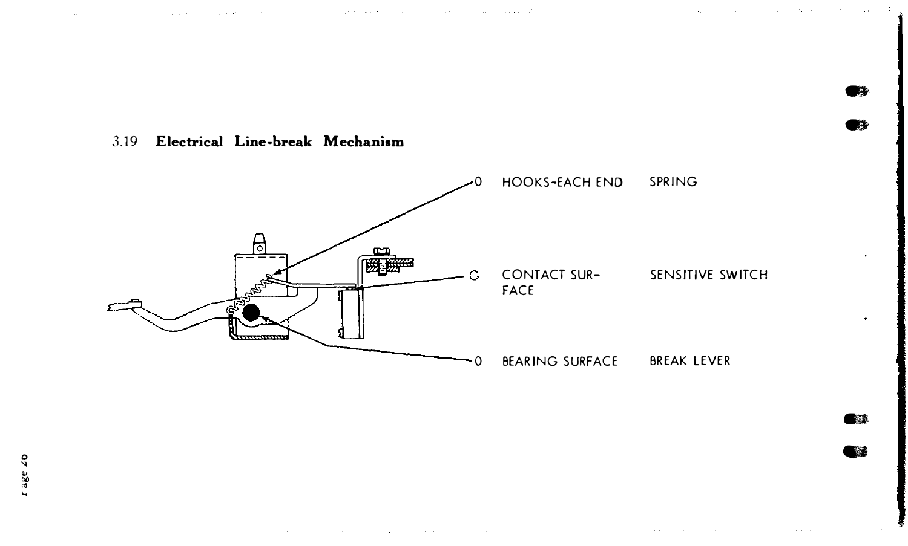3.19 **Electrical Line-break Mechanism**

| | | |
|---|---|---|
| 0 | HOOKS-EACH END | SPRING |
| G | CONTACT SURFACE | SENSITIVE SWITCH |
| 0 | BEARING SURFACE | BREAK LEVER |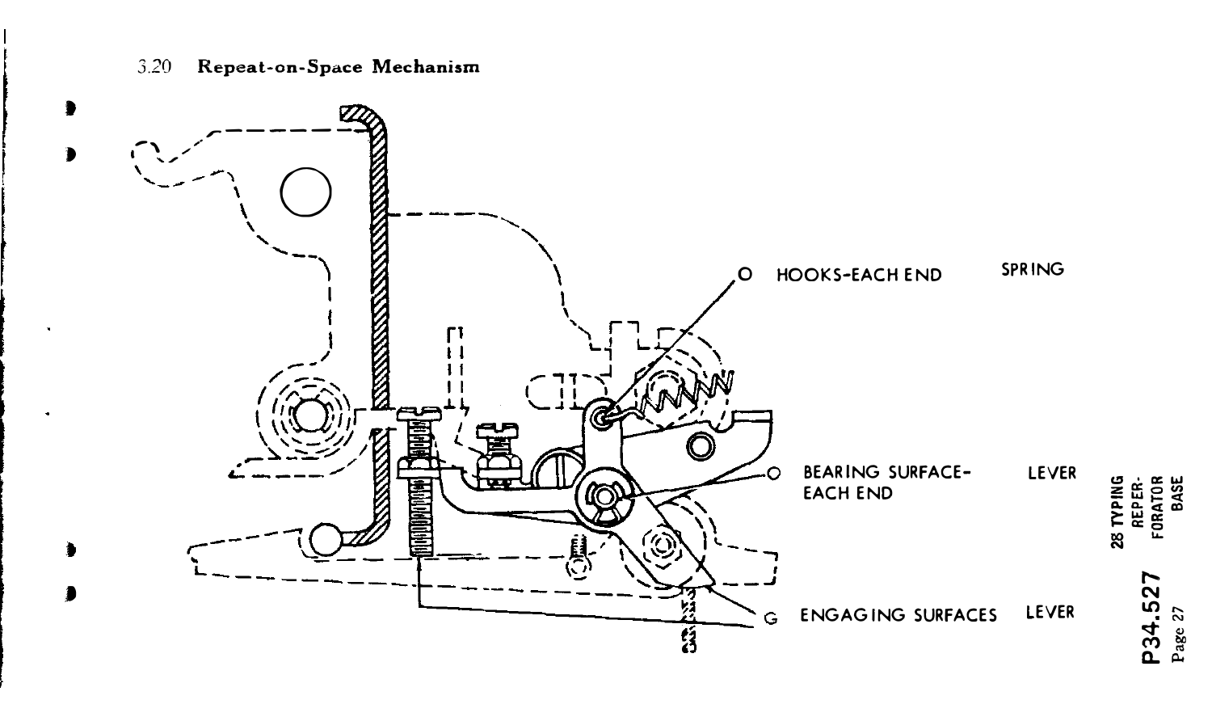3.20 **Repeat-on-Space Mechanism**

O HOOKS-EACH END SPRING

O BEARING SURFACE-EACH END LEVER

G ENGAGING SURFACES LEVER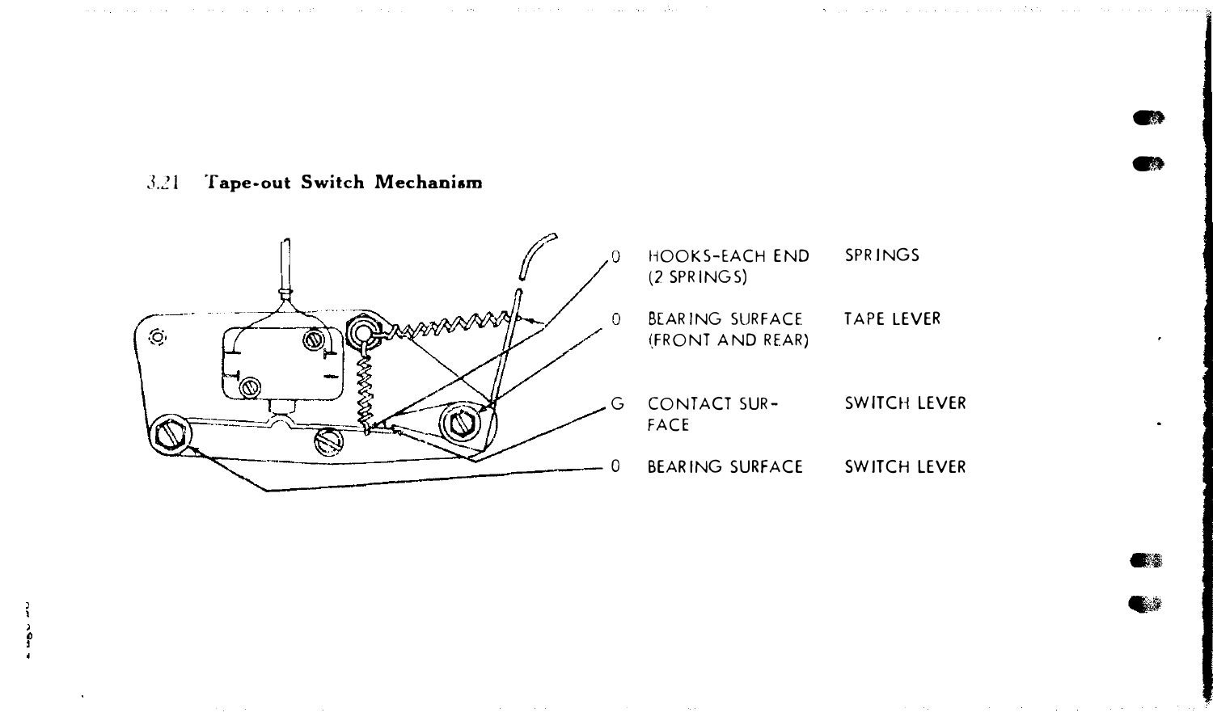### 3.21 Tape-out Switch Mechanism

| | | |
|---|---|---|
| 0 | HOOKS-EACH END (2 SPRINGS) | SPRINGS |
| 0 | BEARING SURFACE (FRONT AND REAR) | TAPE LEVER |
| G | CONTACT SURFACE | SWITCH LEVER |
| 0 | BEARING SURFACE | SWITCH LEVER |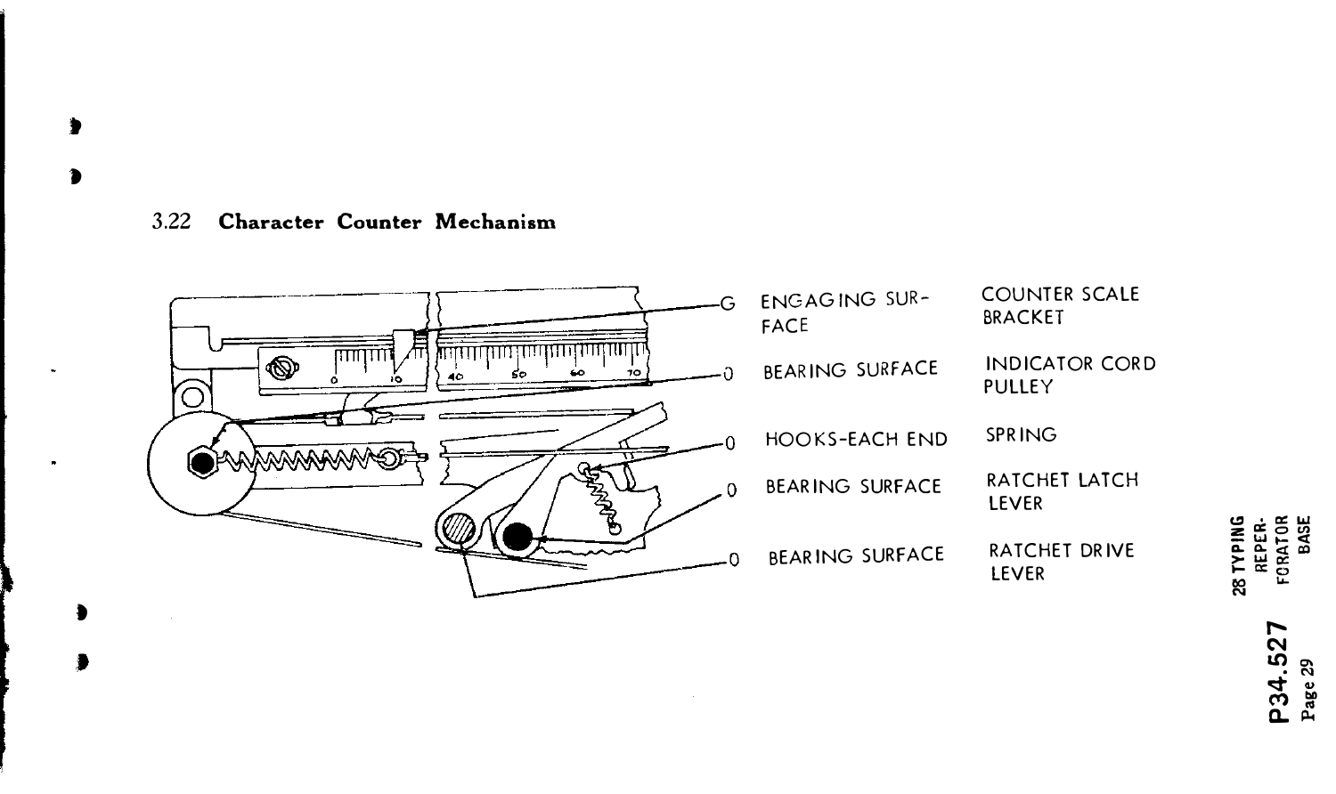### 3.22 Character Counter Mechanism

| | | |
|---|---|---|
| G | ENGAGING SURFACE | COUNTER SCALE BRACKET |
| O | BEARING SURFACE | INDICATOR CORD PULLEY |
| O | HOOKS-EACH END | SPRING |
| O | BEARING SURFACE | RATCHET LATCH LEVER |
| O | BEARING SURFACE | RATCHET DRIVE LEVER |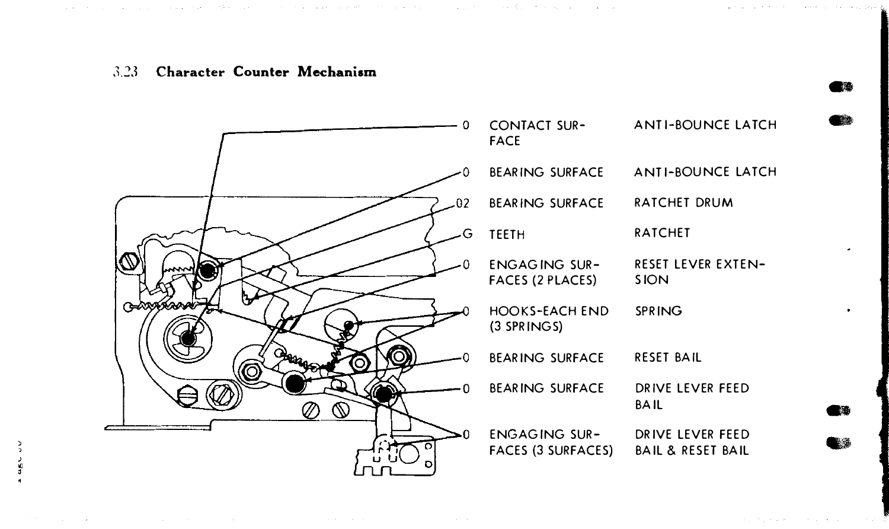## 3.23 Character Counter Mechanism

| | | |
|---|---|---|
| 0 | CONTACT SURFACE | ANTI-BOUNCE LATCH |
| 0 | BEARING SURFACE | ANTI-BOUNCE LATCH |
| 02 | BEARING SURFACE | RATCHET DRUM |
| G | TEETH | RATCHET |
| 0 | ENGAGING SURFACES (2 PLACES) | RESET LEVER EXTENSION |
| 0 | HOOKS-EACH END (3 SPRINGS) | SPRING |
| 0 | BEARING SURFACE | RESET BAIL |
| 0 | BEARING SURFACE | DRIVE LEVER FEED BAIL |
| 0 | ENGAGING SURFACES (3 SURFACES) | DRIVE LEVER FEED BAIL & RESET BAIL |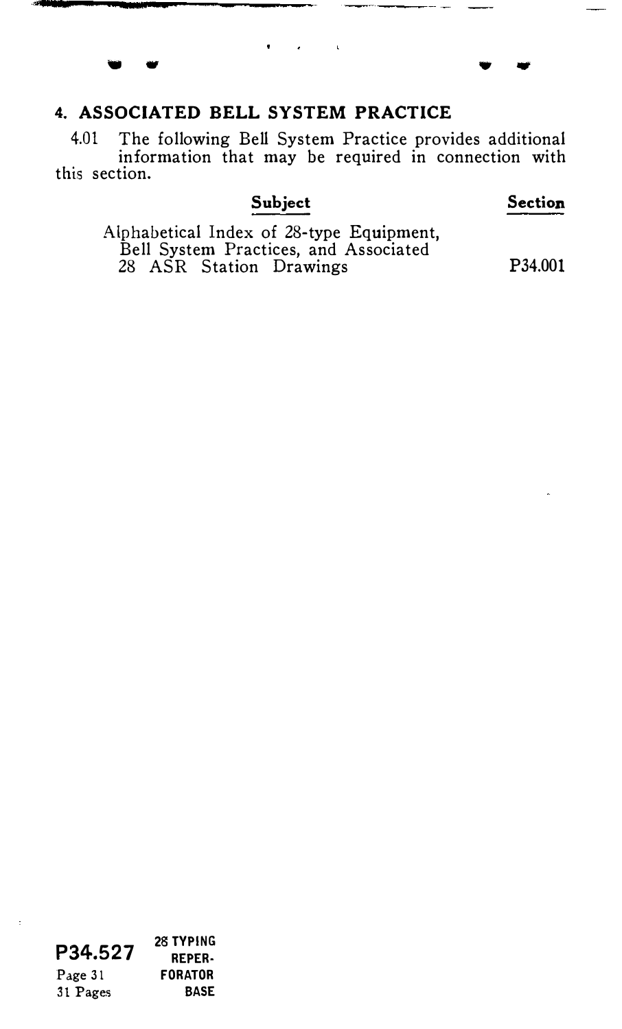## 4. ASSOCIATED BELL SYSTEM PRACTICE

4.01 The following Bell System Practice provides additional information that may be required in connection with this section.

| Subject | Section |
|---|---|
| Alphabetical Index of 28-type Equipment, Bell System Practices, and Associated 28 ASR Station Drawings | P34.001 |